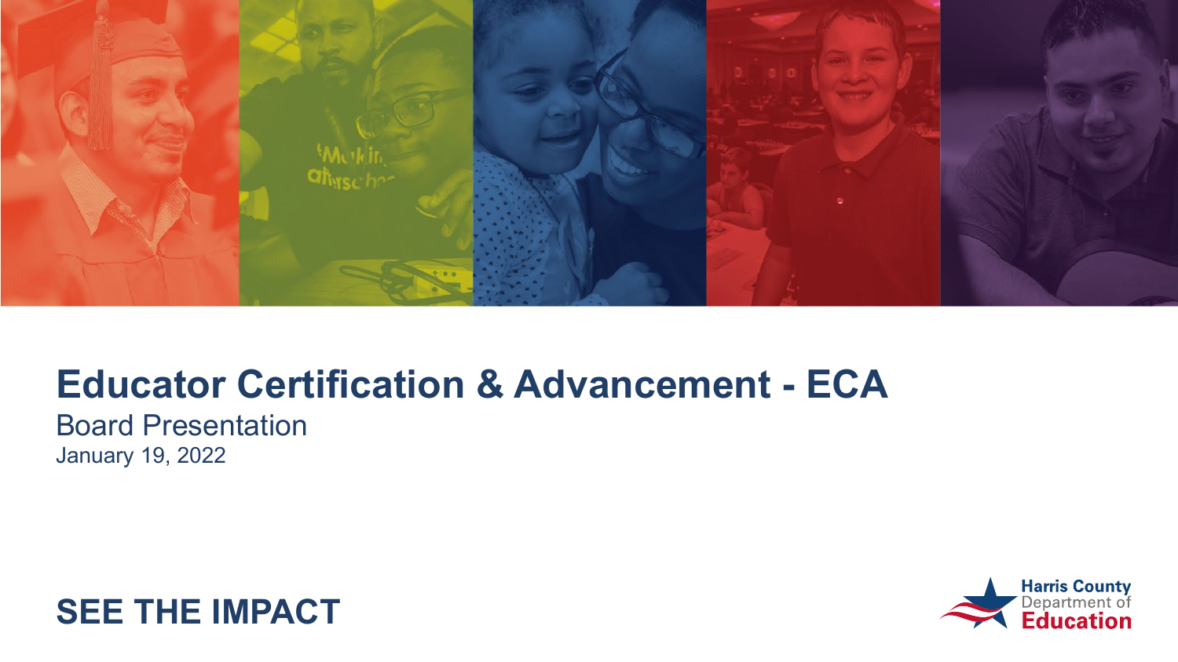# Educator Certification & Advancement - ECA

Board Presentation

January 19, 2022

**SEE THE IMPACT**

Harris County Department of Education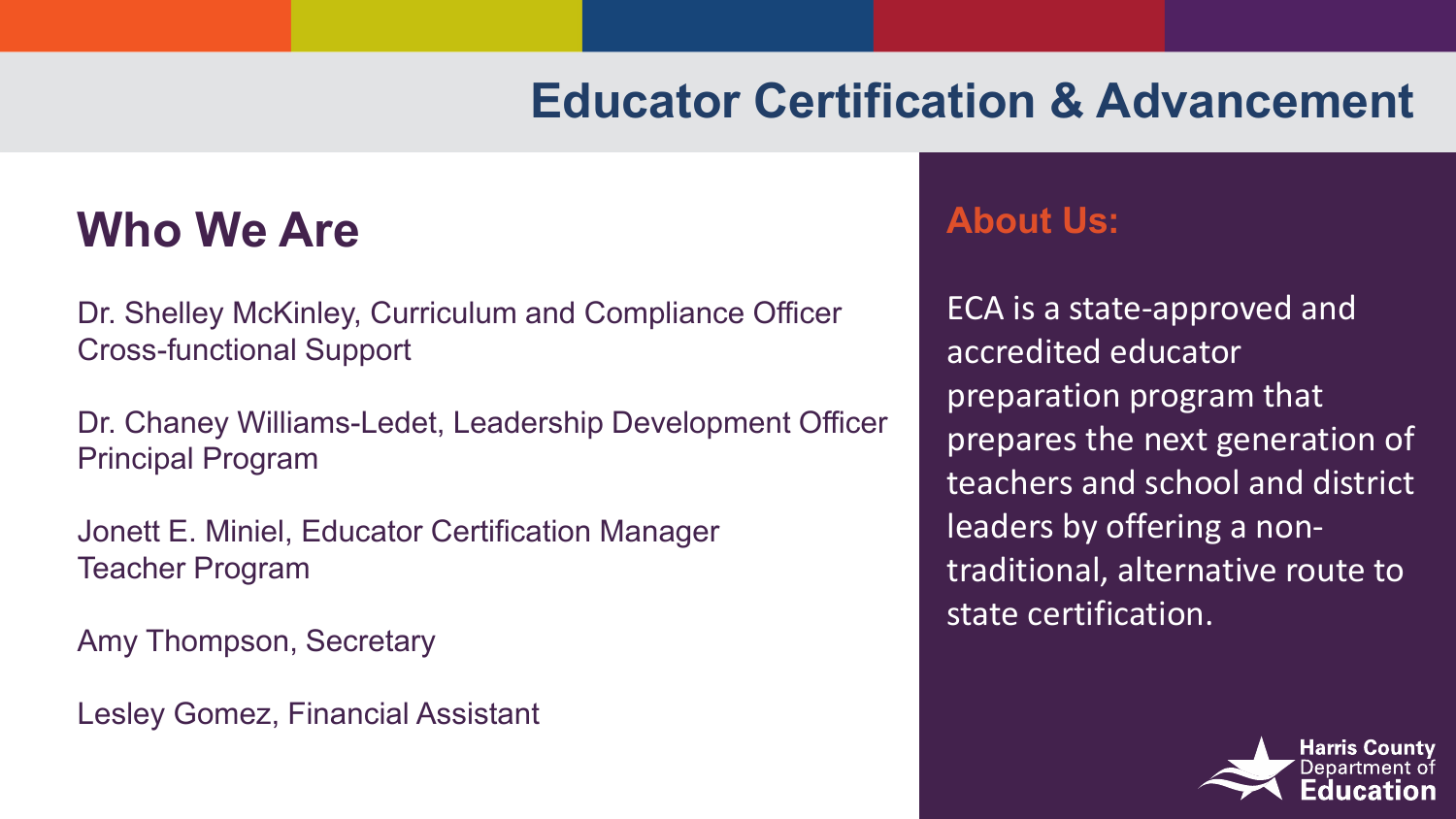# Educator Certification & Advancement

## Who We Are

Dr. Shelley McKinley, Curriculum and Compliance Officer
Cross-functional Support

Dr. Chaney Williams-Ledet, Leadership Development Officer
Principal Program

Jonett E. Miniel, Educator Certification Manager
Teacher Program

Amy Thompson, Secretary

Lesley Gomez, Financial Assistant

### About Us:

ECA is a state-approved and accredited educator preparation program that prepares the next generation of teachers and school and district leaders by offering a non-traditional, alternative route to state certification.

Harris County Department of Education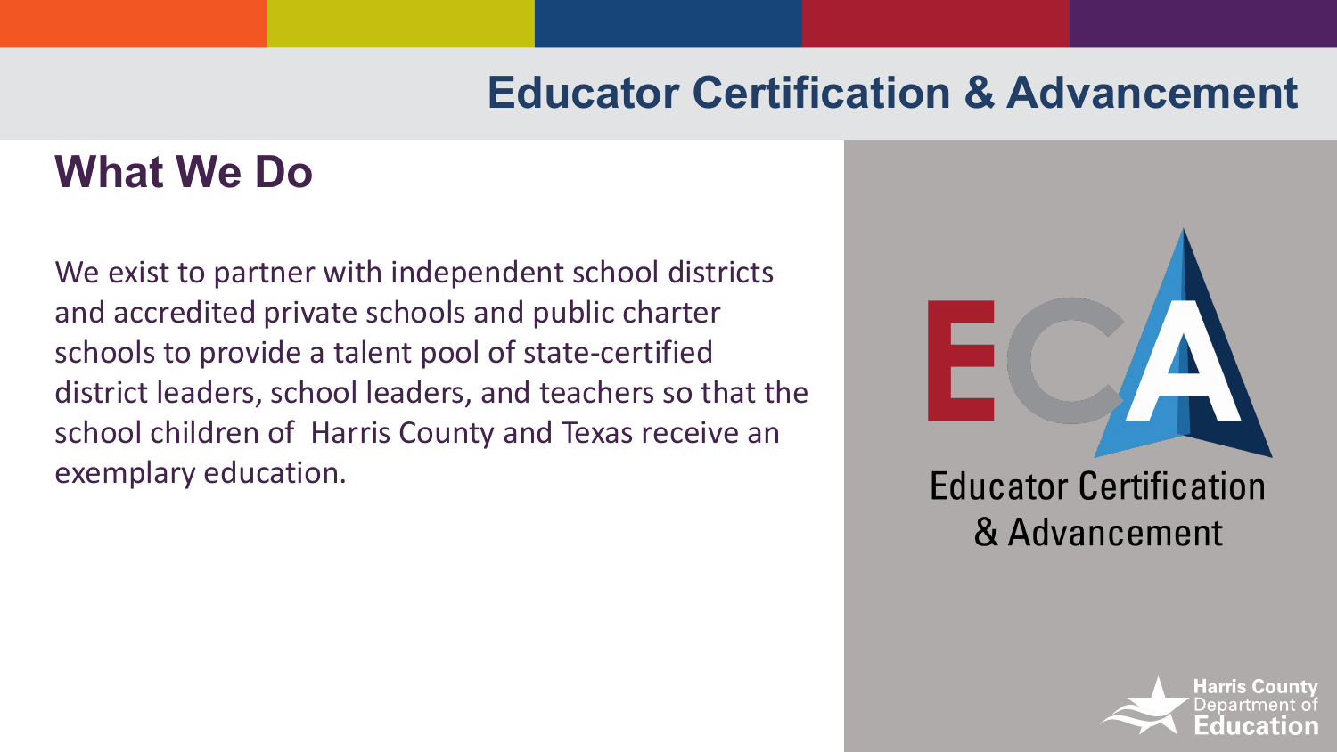# Educator Certification & Advancement

## What We Do

We exist to partner with independent school districts and accredited private schools and public charter schools to provide a talent pool of state-certified district leaders, school leaders, and teachers so that the school children of Harris County and Texas receive an exemplary education.

ECA

Educator Certification & Advancement

Harris County Department of Education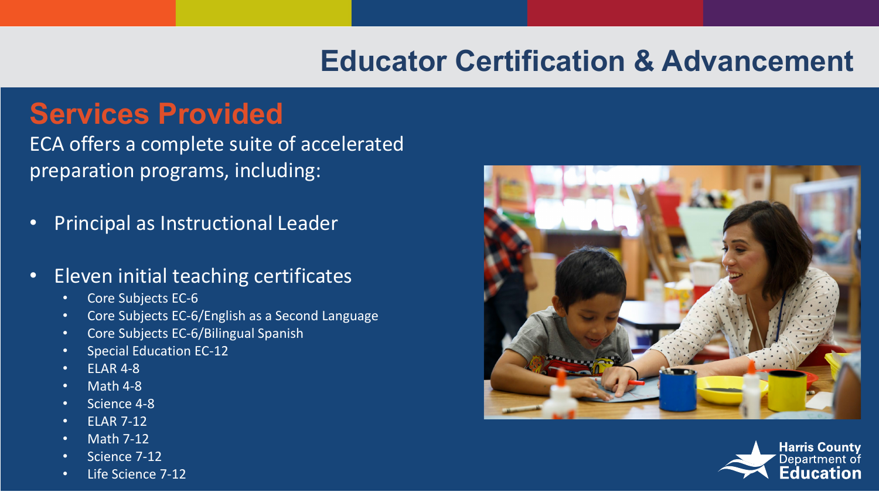# Educator Certification & Advancement

## Services Provided

ECA offers a complete suite of accelerated preparation programs, including:

- Principal as Instructional Leader
- Eleven initial teaching certificates
  - Core Subjects EC-6
  - Core Subjects EC-6/English as a Second Language
  - Core Subjects EC-6/Bilingual Spanish
  - Special Education EC-12
  - ELAR 4-8
  - Math 4-8
  - Science 4-8
  - ELAR 7-12
  - Math 7-12
  - Science 7-12
  - Life Science 7-12

Harris County Department of Education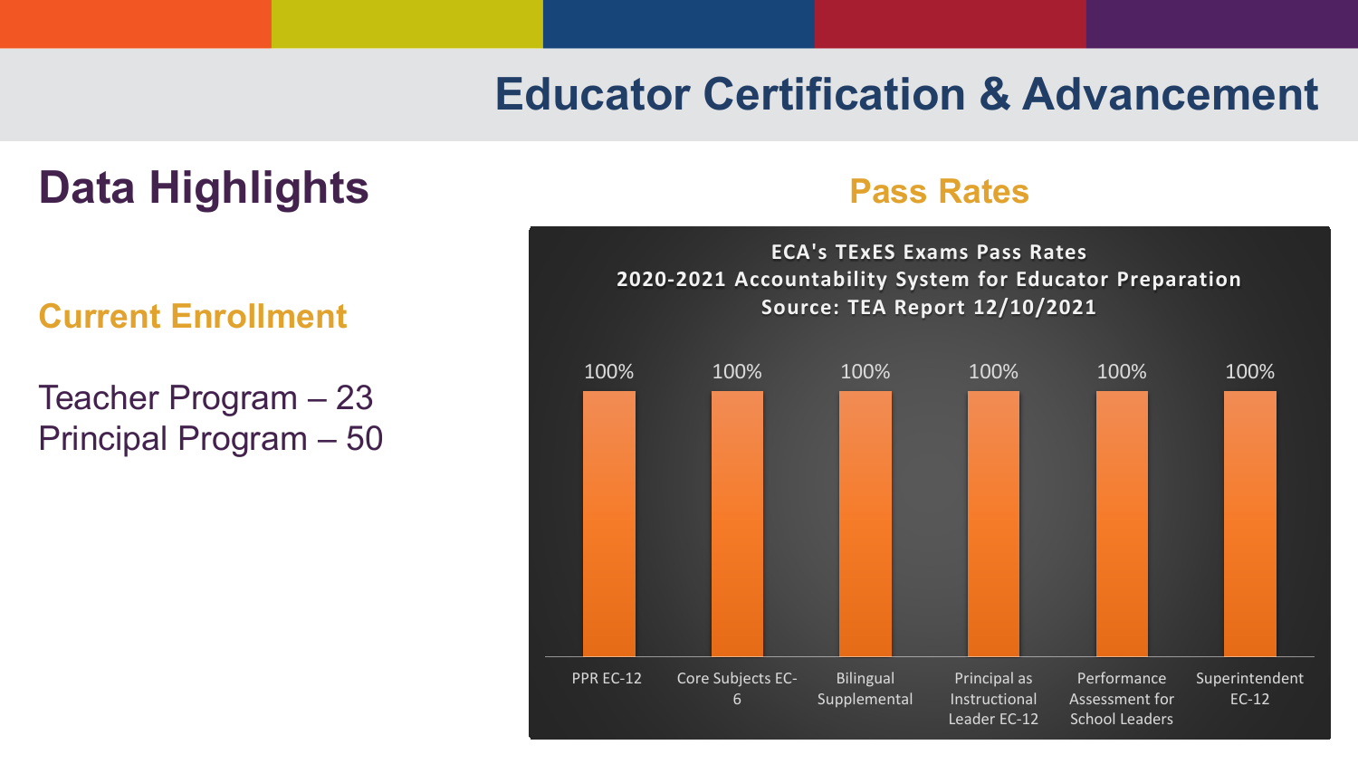# Educator Certification & Advancement

## Data Highlights

### Current Enrollment

Teacher Program – 23
Principal Program – 50

### Pass Rates

**ECA's TExES Exams Pass Rates**
**2020-2021 Accountability System for Educator Preparation**
**Source: TEA Report 12/10/2021**

| Exam | Pass Rate |
|---|---|
| PPR EC-12 | 100% |
| Core Subjects EC-6 | 100% |
| Bilingual Supplemental | 100% |
| Principal as Instructional Leader EC-12 | 100% |
| Performance Assessment for School Leaders | 100% |
| Superintendent EC-12 | 100% |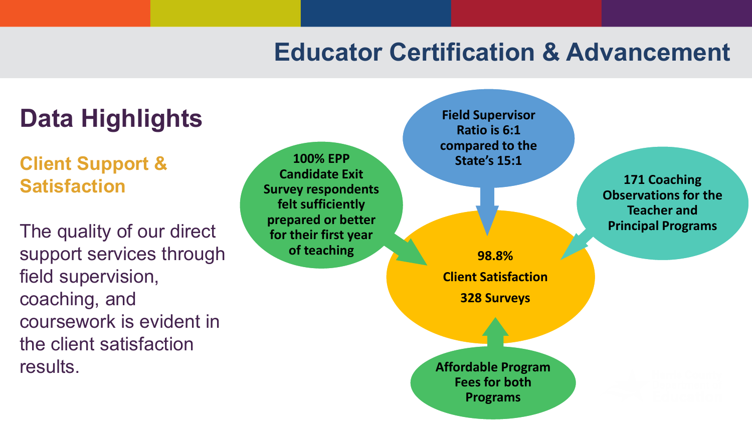# Educator Certification & Advancement

## Data Highlights

### Client Support & Satisfaction

The quality of our direct support services through field supervision, coaching, and coursework is evident in the client satisfaction results.

**98.8%**

**Client Satisfaction**

**328 Surveys**

- **Field Supervisor Ratio is 6:1 compared to the State's 15:1**
- **100% EPP Candidate Exit Survey respondents felt sufficiently prepared or better for their first year of teaching**
- **171 Coaching Observations for the Teacher and Principal Programs**
- **Affordable Program Fees for both Programs**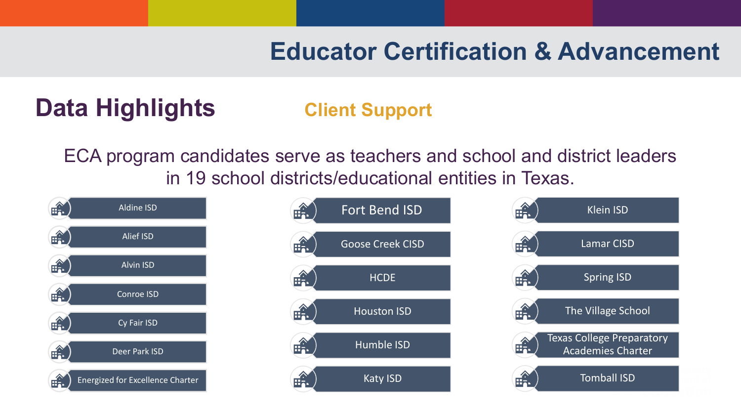# Educator Certification & Advancement

## Data Highlights

### Client Support

ECA program candidates serve as teachers and school and district leaders in 19 school districts/educational entities in Texas.

- Aldine ISD
- Alief ISD
- Alvin ISD
- Conroe ISD
- Cy Fair ISD
- Deer Park ISD
- Energized for Excellence Charter
- Fort Bend ISD
- Goose Creek CISD
- HCDE
- Houston ISD
- Humble ISD
- Katy ISD
- Klein ISD
- Lamar CISD
- Spring ISD
- The Village School
- Texas College Preparatory Academies Charter
- Tomball ISD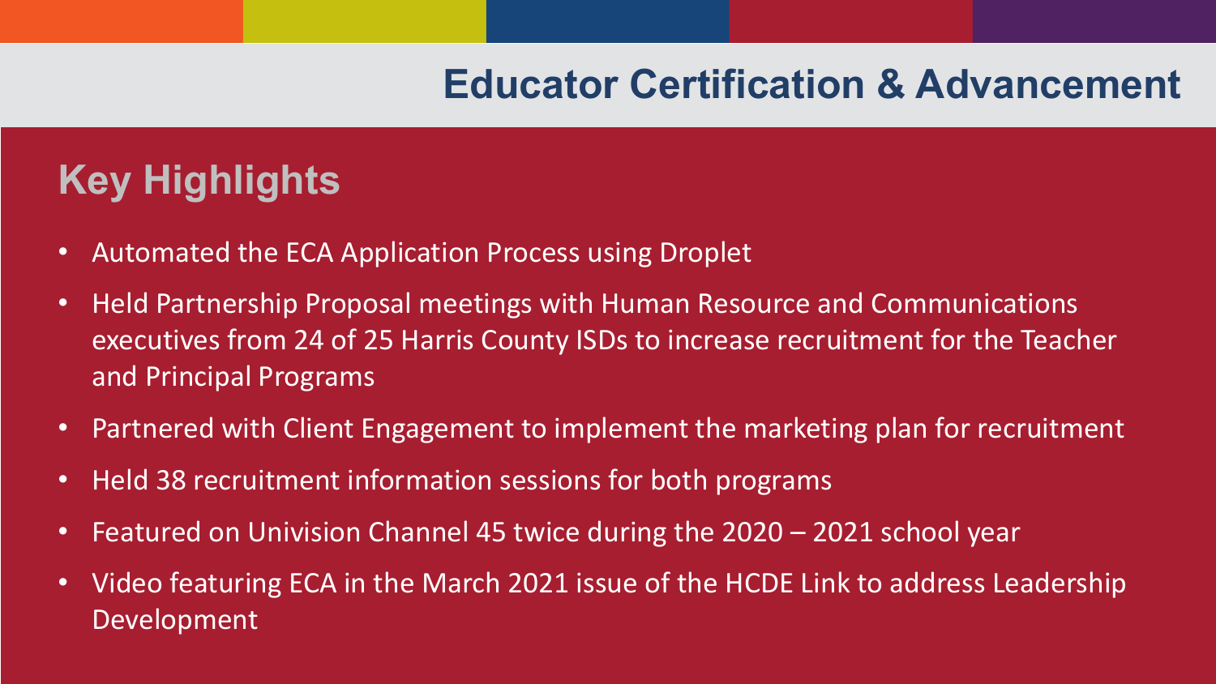# Educator Certification & Advancement

## Key Highlights

- Automated the ECA Application Process using Droplet
- Held Partnership Proposal meetings with Human Resource and Communications executives from 24 of 25 Harris County ISDs to increase recruitment for the Teacher and Principal Programs
- Partnered with Client Engagement to implement the marketing plan for recruitment
- Held 38 recruitment information sessions for both programs
- Featured on Univision Channel 45 twice during the 2020 – 2021 school year
- Video featuring ECA in the March 2021 issue of the HCDE Link to address Leadership Development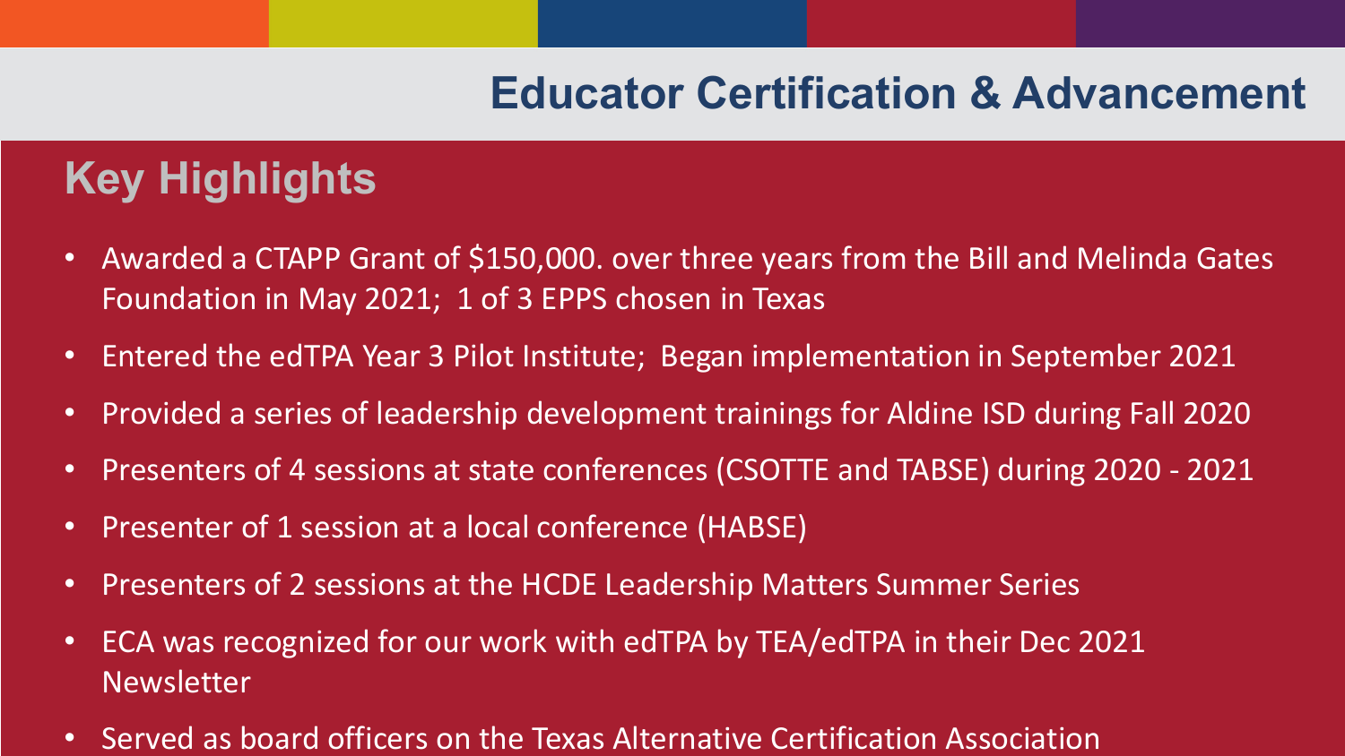# Educator Certification & Advancement

## Key Highlights

- Awarded a CTAPP Grant of $150,000. over three years from the Bill and Melinda Gates Foundation in May 2021; 1 of 3 EPPS chosen in Texas
- Entered the edTPA Year 3 Pilot Institute; Began implementation in September 2021
- Provided a series of leadership development trainings for Aldine ISD during Fall 2020
- Presenters of 4 sessions at state conferences (CSOTTE and TABSE) during 2020 - 2021
- Presenter of 1 session at a local conference (HABSE)
- Presenters of 2 sessions at the HCDE Leadership Matters Summer Series
- ECA was recognized for our work with edTPA by TEA/edTPA in their Dec 2021 Newsletter
- Served as board officers on the Texas Alternative Certification Association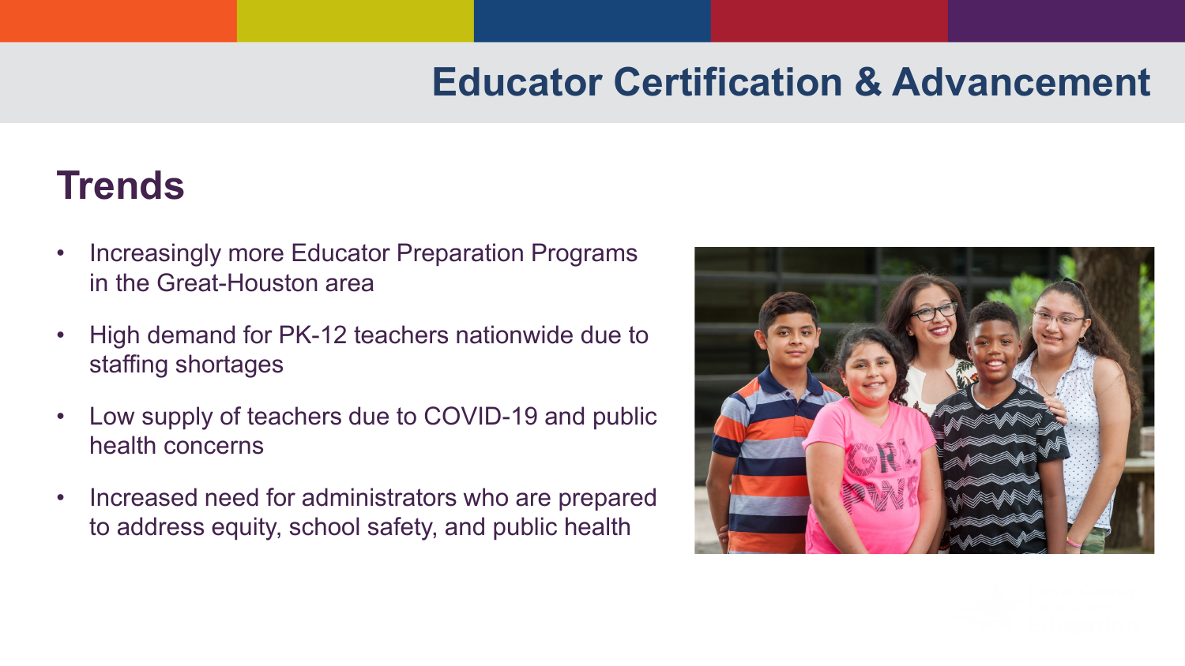# Educator Certification & Advancement

## Trends

- Increasingly more Educator Preparation Programs in the Great-Houston area
- High demand for PK-12 teachers nationwide due to staffing shortages
- Low supply of teachers due to COVID-19 and public health concerns
- Increased need for administrators who are prepared to address equity, school safety, and public health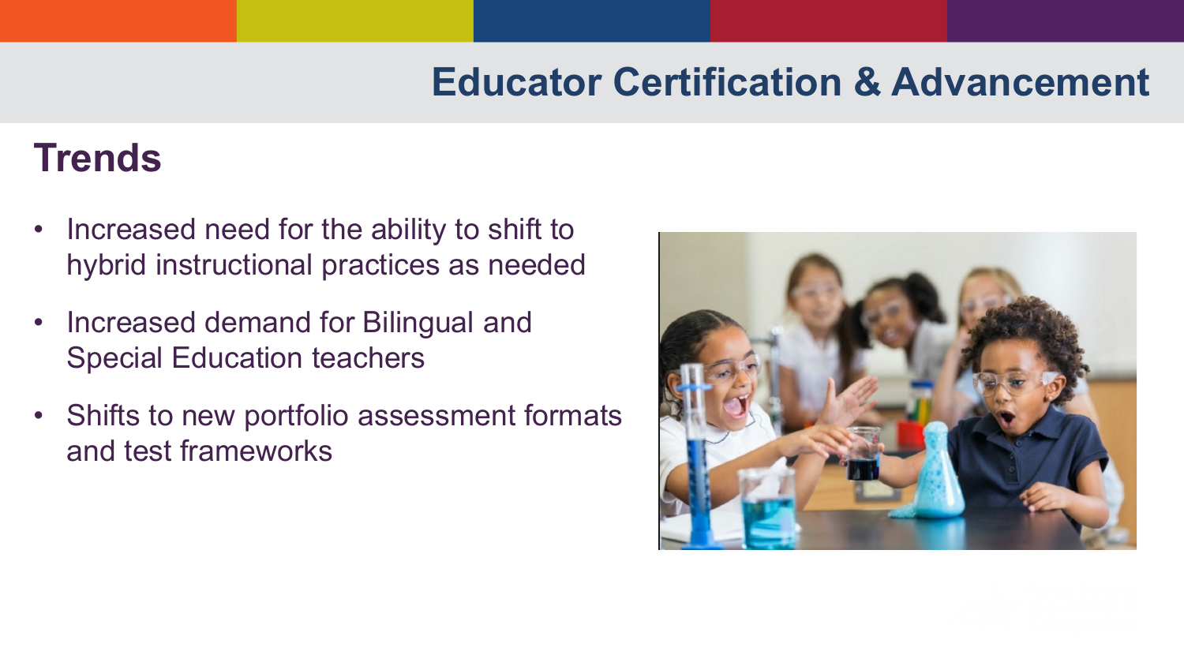# Educator Certification & Advancement

## Trends

- Increased need for the ability to shift to hybrid instructional practices as needed
- Increased demand for Bilingual and Special Education teachers
- Shifts to new portfolio assessment formats and test frameworks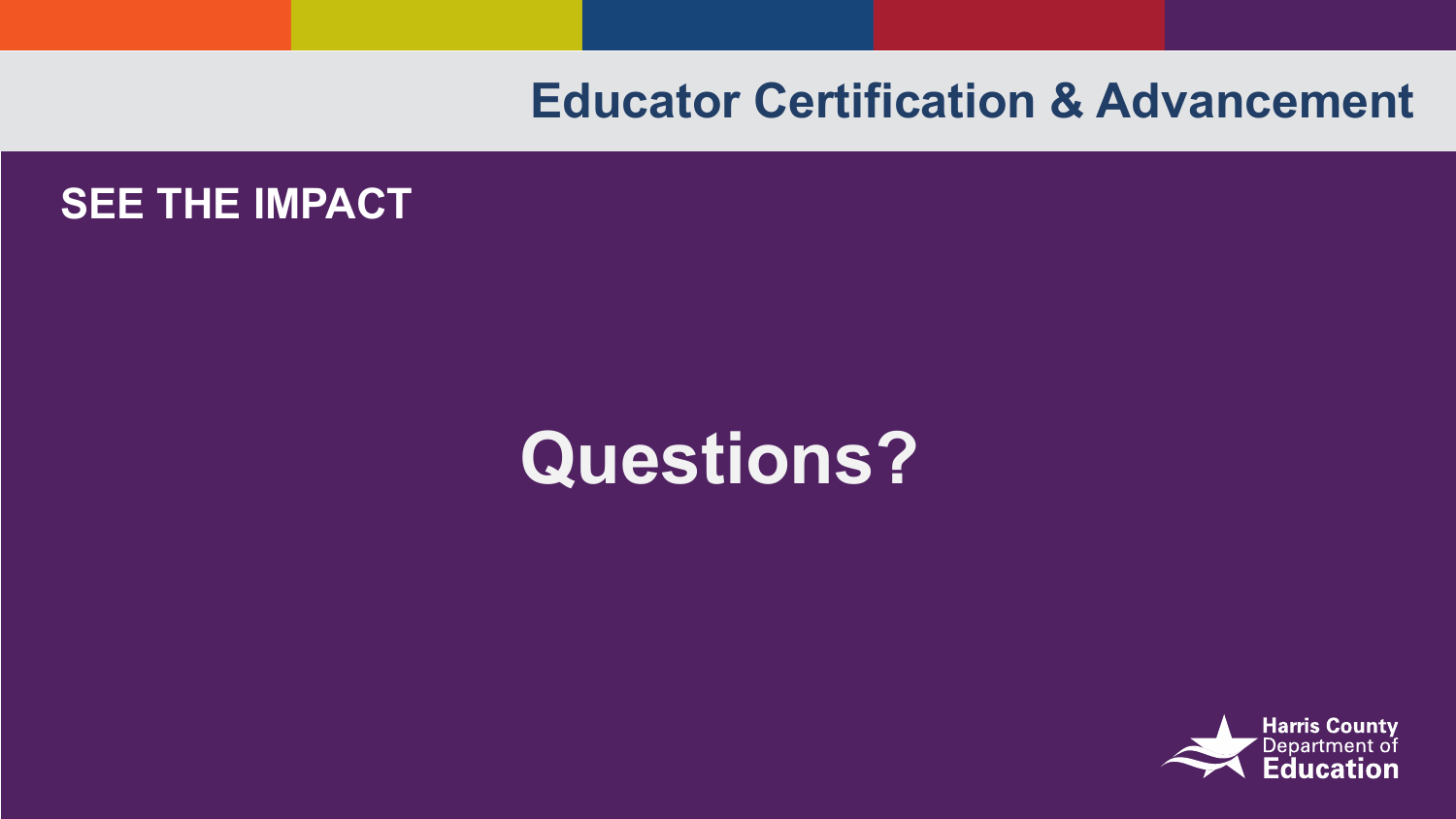Educator Certification & Advancement

**SEE THE IMPACT**

# Questions?

Harris County Department of Education